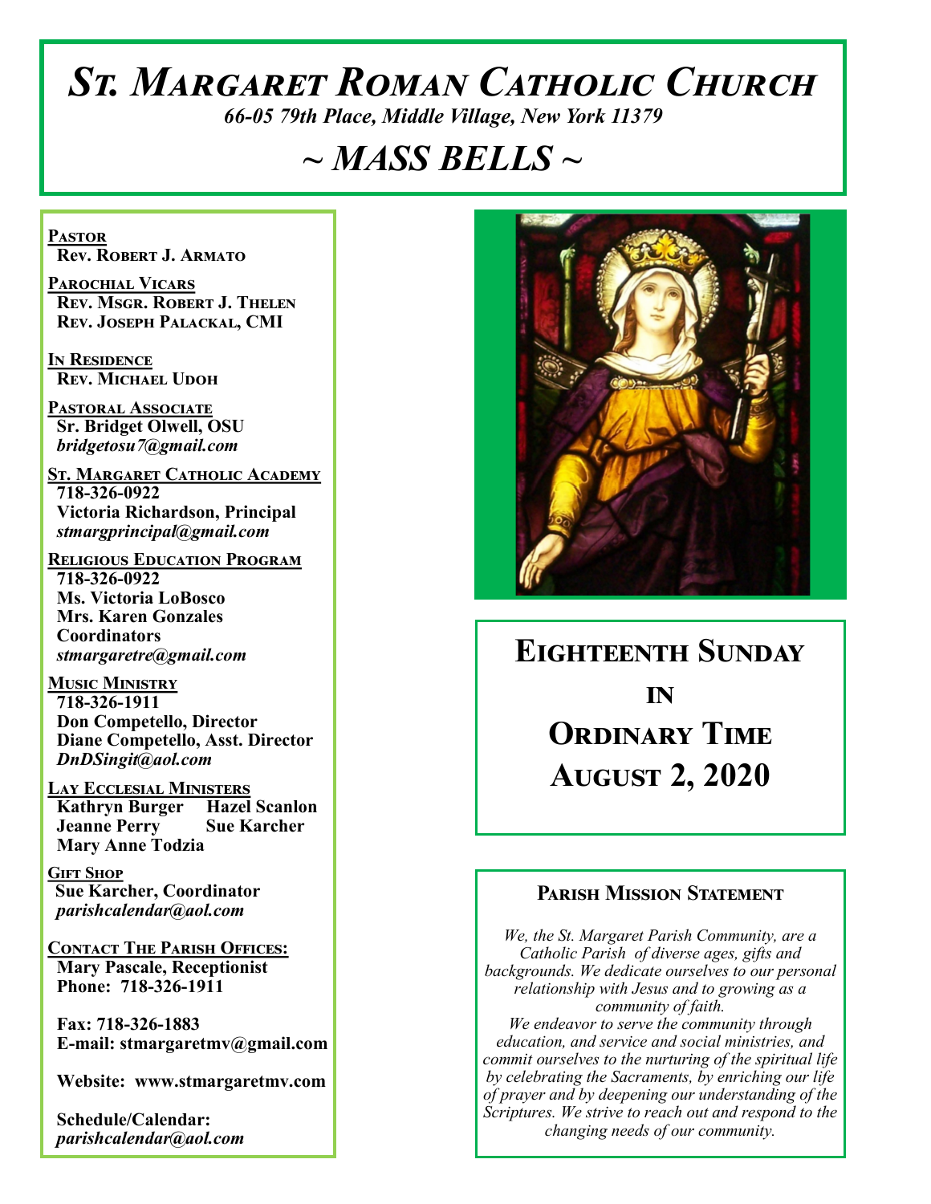# St. Margaret Roman Catholic Church

*66-05 79th Place, Middle Village, New York 11379*

# ~ MASS BELLS ~

**Pastor**
Rev. Robert J. Armato

**Parochial Vicars**
Rev. Msgr. Robert J. Thelen
Rev. Joseph Palackal, CMI

**In Residence**
Rev. Michael Udoh

**Pastoral Associate**
Sr. Bridget Olwell, OSU
*bridgetosu7@gmail.com*

**St. Margaret Catholic Academy**
718-326-0922
Victoria Richardson, Principal
*stmargprincipal@gmail.com*

**Religious Education Program**
718-326-0922
Ms. Victoria LoBosco
Mrs. Karen Gonzales
Coordinators
*stmargaretre@gmail.com*

**Music Ministry**
718-326-1911
Don Competello, Director
Diane Competello, Asst. Director
*DnDSingit@aol.com*

**Lay Ecclesial Ministers**
Kathryn Burger
Hazel Scanlon
Jeanne Perry
Sue Karcher
Mary Anne Todzia

**Gift Shop**
Sue Karcher, Coordinator
*parishcalendar@aol.com*

**Contact The Parish Offices:**
Mary Pascale, Receptionist
Phone: 718-326-1911

Fax: 718-326-1883
E-mail: stmargaretmv@gmail.com

Website: www.stmargaretmv.com

Schedule/Calendar:
*parishcalendar@aol.com*

## Eighteenth Sunday in Ordinary Time
## August 2, 2020

### Parish Mission Statement

*We, the St. Margaret Parish Community, are a Catholic Parish of diverse ages, gifts and backgrounds. We dedicate ourselves to our personal relationship with Jesus and to growing as a community of faith.*
*We endeavor to serve the community through education, and service and social ministries, and commit ourselves to the nurturing of the spiritual life by celebrating the Sacraments, by enriching our life of prayer and by deepening our understanding of the Scriptures. We strive to reach out and respond to the changing needs of our community.*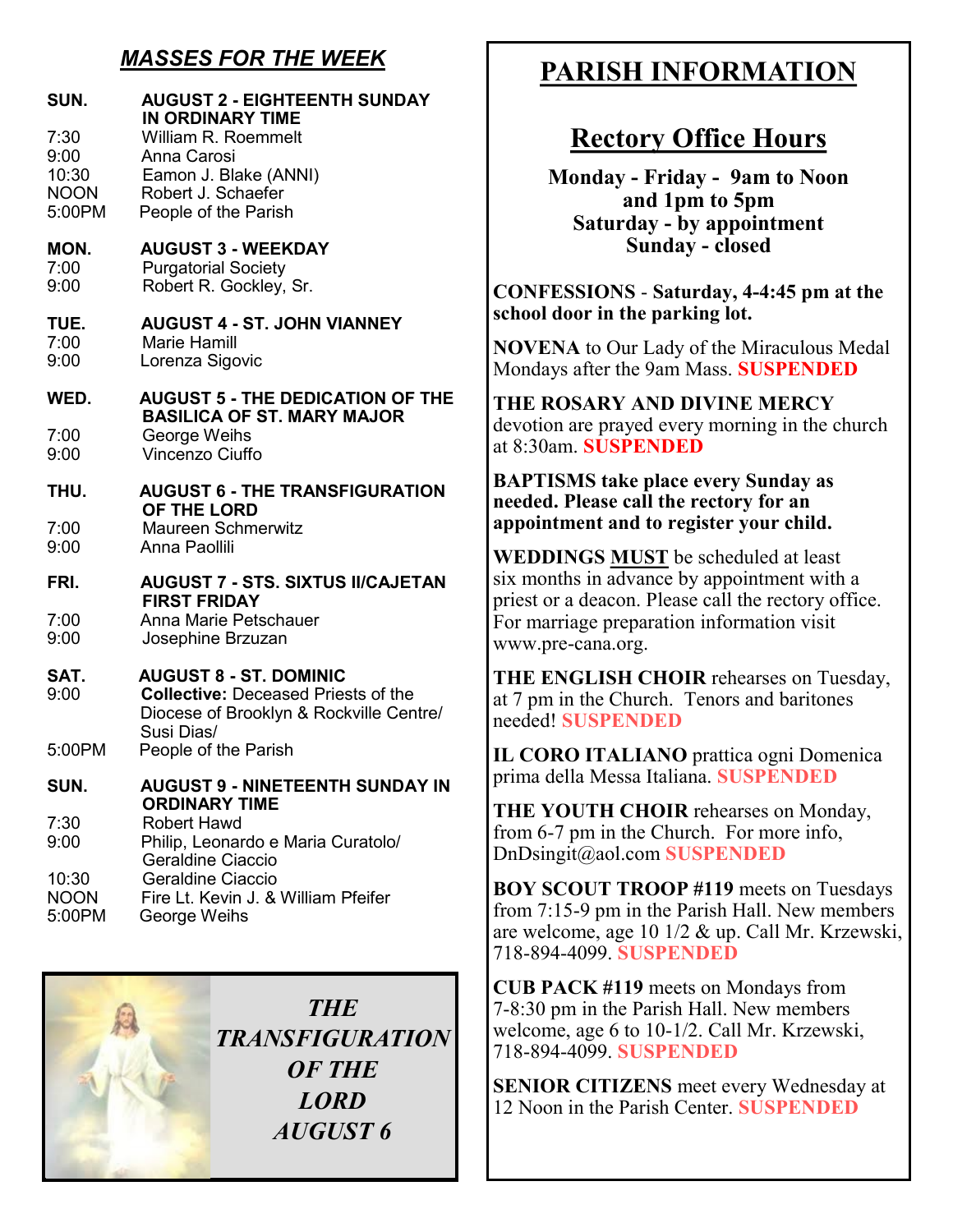## *MASSES FOR THE WEEK*

**SUN. AUGUST 2 - EIGHTEENTH SUNDAY IN ORDINARY TIME**

| | |
|---|---|
| 7:30 | William R. Roemmelt |
| 9:00 | Anna Carosi |
| 10:30 | Eamon J. Blake (ANNI) |
| NOON | Robert J. Schaefer |
| 5:00PM | People of the Parish |

**MON. AUGUST 3 - WEEKDAY**

| | |
|---|---|
| 7:00 | Purgatorial Society |
| 9:00 | Robert R. Gockley, Sr. |

**TUE. AUGUST 4 - ST. JOHN VIANNEY**

| | |
|---|---|
| 7:00 | Marie Hamill |
| 9:00 | Lorenza Sigovic |

**WED. AUGUST 5 - THE DEDICATION OF THE BASILICA OF ST. MARY MAJOR**

| | |
|---|---|
| 7:00 | George Weihs |
| 9:00 | Vincenzo Ciuffo |

**THU. AUGUST 6 - THE TRANSFIGURATION OF THE LORD**

| | |
|---|---|
| 7:00 | Maureen Schmerwitz |
| 9:00 | Anna Paollili |

**FRI. AUGUST 7 - STS. SIXTUS II/CAJETAN FIRST FRIDAY**

| | |
|---|---|
| 7:00 | Anna Marie Petschauer |
| 9:00 | Josephine Brzuzan |

**SAT. AUGUST 8 - ST. DOMINIC**

| | |
|---|---|
| 9:00 | **Collective:** Deceased Priests of the Diocese of Brooklyn & Rockville Centre/ Susi Dias/ |
| 5:00PM | People of the Parish |

**SUN. AUGUST 9 - NINETEENTH SUNDAY IN ORDINARY TIME**

| | |
|---|---|
| 7:30 | Robert Hawd |
| 9:00 | Philip, Leonardo e Maria Curatolo/ Geraldine Ciaccio |
| 10:30 | Geraldine Ciaccio |
| NOON | Fire Lt. Kevin J. & William Pfeifer |
| 5:00PM | George Weihs |

***THE TRANSFIGURATION OF THE LORD AUGUST 6***

# PARISH INFORMATION

## Rectory Office Hours

**Monday - Friday - 9am to Noon and 1pm to 5pm**
**Saturday - by appointment**
**Sunday - closed**

**CONFESSIONS - Saturday, 4-4:45 pm at the school door in the parking lot.**

**NOVENA** to Our Lady of the Miraculous Medal Mondays after the 9am Mass. **SUSPENDED**

**THE ROSARY AND DIVINE MERCY** devotion are prayed every morning in the church at 8:30am. **SUSPENDED**

**BAPTISMS take place every Sunday as needed. Please call the rectory for an appointment and to register your child.**

**WEDDINGS MUST** be scheduled at least six months in advance by appointment with a priest or a deacon. Please call the rectory office. For marriage preparation information visit www.pre-cana.org.

**THE ENGLISH CHOIR** rehearses on Tuesday, at 7 pm in the Church. Tenors and baritones needed! **SUSPENDED**

**IL CORO ITALIANO** prattica ogni Domenica prima della Messa Italiana. **SUSPENDED**

**THE YOUTH CHOIR** rehearses on Monday, from 6-7 pm in the Church. For more info, DnDsingit@aol.com **SUSPENDED**

**BOY SCOUT TROOP #119** meets on Tuesdays from 7:15-9 pm in the Parish Hall. New members are welcome, age 10 1/2 & up. Call Mr. Krzewski, 718-894-4099. **SUSPENDED**

**CUB PACK #119** meets on Mondays from 7-8:30 pm in the Parish Hall. New members welcome, age 6 to 10-1/2. Call Mr. Krzewski, 718-894-4099. **SUSPENDED**

**SENIOR CITIZENS** meet every Wednesday at 12 Noon in the Parish Center. **SUSPENDED**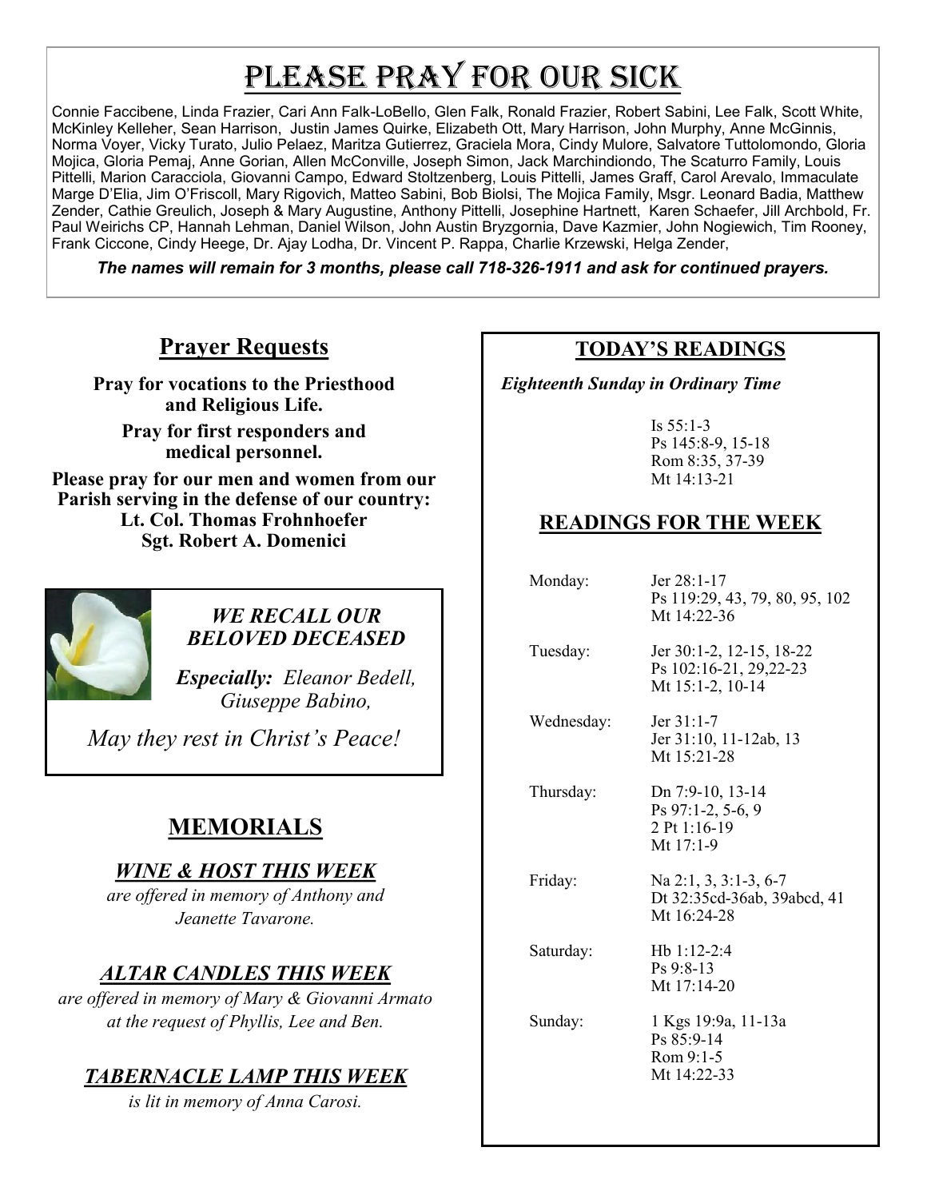# Please Pray for Our Sick

Connie Faccibene, Linda Frazier, Cari Ann Falk-LoBello, Glen Falk, Ronald Frazier, Robert Sabini, Lee Falk, Scott White, McKinley Kelleher, Sean Harrison, Justin James Quirke, Elizabeth Ott, Mary Harrison, John Murphy, Anne McGinnis, Norma Voyer, Vicky Turato, Julio Pelaez, Maritza Gutierrez, Graciela Mora, Cindy Mulore, Salvatore Tuttolomondo, Gloria Mojica, Gloria Pemaj, Anne Gorian, Allen McConville, Joseph Simon, Jack Marchindiondo, The Scaturro Family, Louis Pittelli, Marion Caracciola, Giovanni Campo, Edward Stoltzenberg, Louis Pittelli, James Graff, Carol Arevalo, Immaculate Marge D'Elia, Jim O'Friscoll, Mary Rigovich, Matteo Sabini, Bob Biolsi, The Mojica Family, Msgr. Leonard Badia, Matthew Zender, Cathie Greulich, Joseph & Mary Augustine, Anthony Pittelli, Josephine Hartnett, Karen Schaefer, Jill Archbold, Fr. Paul Weirichs CP, Hannah Lehman, Daniel Wilson, John Austin Bryzgornia, Dave Kazmier, John Nogiewich, Tim Rooney, Frank Ciccone, Cindy Heege, Dr. Ajay Lodha, Dr. Vincent P. Rappa, Charlie Krzewski, Helga Zender,

***The names will remain for 3 months, please call 718-326-1911 and ask for continued prayers.***

## Prayer Requests

**Pray for vocations to the Priesthood and Religious Life.**

**Pray for first responders and medical personnel.**

**Please pray for our men and women from our Parish serving in the defense of our country:**
**Lt. Col. Thomas Frohnhoefer**
**Sgt. Robert A. Domenici**

### *WE RECALL OUR BELOVED DECEASED*

***Especially:*** *Eleanor Bedell, Giuseppe Babino,*

*May they rest in Christ's Peace!*

## MEMORIALS

### *WINE & HOST THIS WEEK*

*are offered in memory of Anthony and Jeanette Tavarone.*

### *ALTAR CANDLES THIS WEEK*

*are offered in memory of Mary & Giovanni Armato at the request of Phyllis, Lee and Ben.*

### *TABERNACLE LAMP THIS WEEK*

*is lit in memory of Anna Carosi.*

## TODAY'S READINGS

***Eighteenth Sunday in Ordinary Time***

Is 55:1-3
Ps 145:8-9, 15-18
Rom 8:35, 37-39
Mt 14:13-21

## READINGS FOR THE WEEK

| | |
|---|---|
| Monday: | Jer 28:1-17<br>Ps 119:29, 43, 79, 80, 95, 102<br>Mt 14:22-36 |
| Tuesday: | Jer 30:1-2, 12-15, 18-22<br>Ps 102:16-21, 29,22-23<br>Mt 15:1-2, 10-14 |
| Wednesday: | Jer 31:1-7<br>Jer 31:10, 11-12ab, 13<br>Mt 15:21-28 |
| Thursday: | Dn 7:9-10, 13-14<br>Ps 97:1-2, 5-6, 9<br>2 Pt 1:16-19<br>Mt 17:1-9 |
| Friday: | Na 2:1, 3, 3:1-3, 6-7<br>Dt 32:35cd-36ab, 39abcd, 41<br>Mt 16:24-28 |
| Saturday: | Hb 1:12-2:4<br>Ps 9:8-13<br>Mt 17:14-20 |
| Sunday: | 1 Kgs 19:9a, 11-13a<br>Ps 85:9-14<br>Rom 9:1-5<br>Mt 14:22-33 |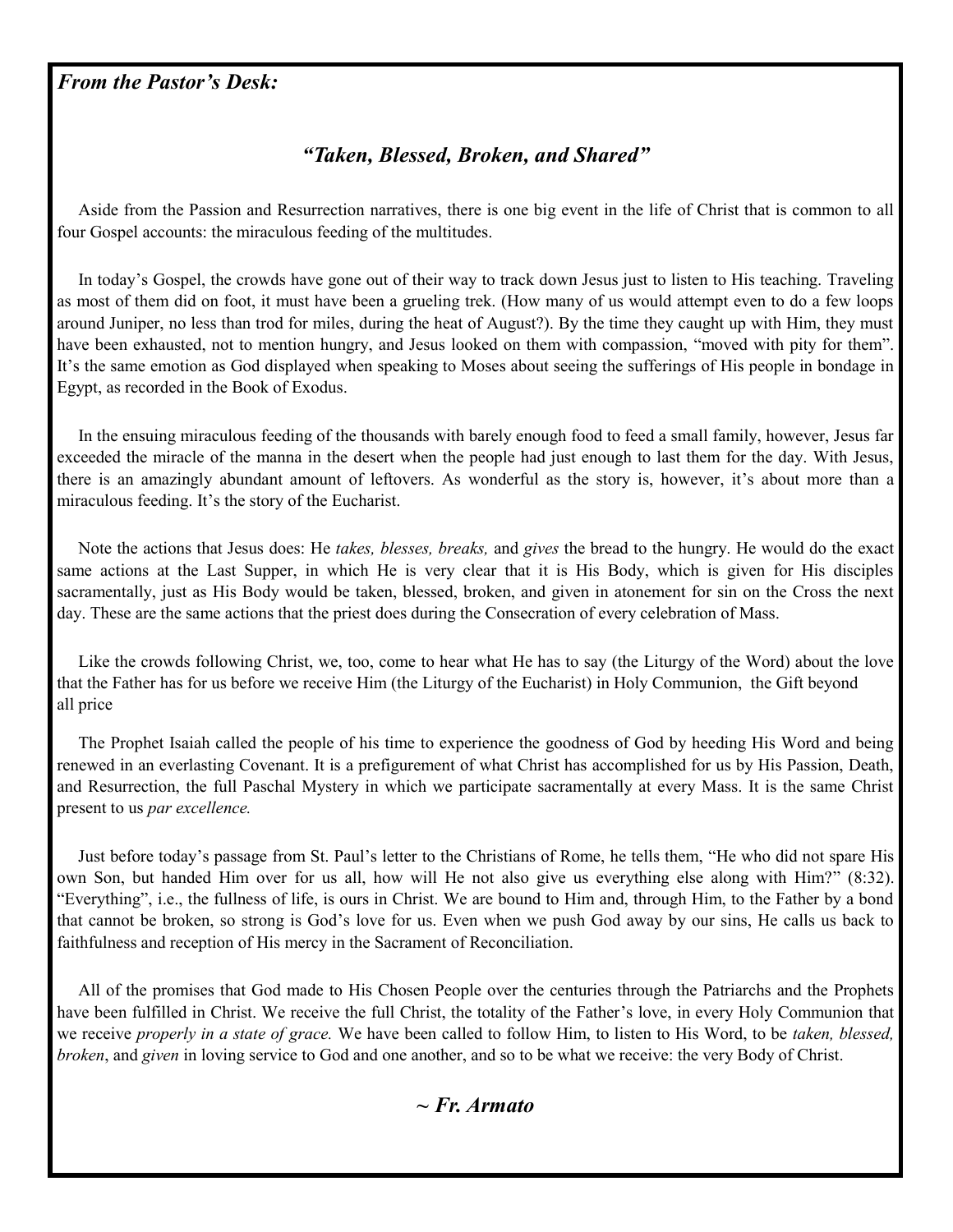***From the Pastor's Desk:***

## *"Taken, Blessed, Broken, and Shared"*

Aside from the Passion and Resurrection narratives, there is one big event in the life of Christ that is common to all four Gospel accounts: the miraculous feeding of the multitudes.

In today's Gospel, the crowds have gone out of their way to track down Jesus just to listen to His teaching. Traveling as most of them did on foot, it must have been a grueling trek. (How many of us would attempt even to do a few loops around Juniper, no less than trod for miles, during the heat of August?). By the time they caught up with Him, they must have been exhausted, not to mention hungry, and Jesus looked on them with compassion, "moved with pity for them". It's the same emotion as God displayed when speaking to Moses about seeing the sufferings of His people in bondage in Egypt, as recorded in the Book of Exodus.

In the ensuing miraculous feeding of the thousands with barely enough food to feed a small family, however, Jesus far exceeded the miracle of the manna in the desert when the people had just enough to last them for the day. With Jesus, there is an amazingly abundant amount of leftovers. As wonderful as the story is, however, it's about more than a miraculous feeding. It's the story of the Eucharist.

Note the actions that Jesus does: He *takes, blesses, breaks,* and *gives* the bread to the hungry. He would do the exact same actions at the Last Supper, in which He is very clear that it is His Body, which is given for His disciples sacramentally, just as His Body would be taken, blessed, broken, and given in atonement for sin on the Cross the next day. These are the same actions that the priest does during the Consecration of every celebration of Mass.

Like the crowds following Christ, we, too, come to hear what He has to say (the Liturgy of the Word) about the love that the Father has for us before we receive Him (the Liturgy of the Eucharist) in Holy Communion, the Gift beyond all price

The Prophet Isaiah called the people of his time to experience the goodness of God by heeding His Word and being renewed in an everlasting Covenant. It is a prefigurement of what Christ has accomplished for us by His Passion, Death, and Resurrection, the full Paschal Mystery in which we participate sacramentally at every Mass. It is the same Christ present to us *par excellence.*

Just before today's passage from St. Paul's letter to the Christians of Rome, he tells them, "He who did not spare His own Son, but handed Him over for us all, how will He not also give us everything else along with Him?" (8:32). "Everything", i.e., the fullness of life, is ours in Christ. We are bound to Him and, through Him, to the Father by a bond that cannot be broken, so strong is God's love for us. Even when we push God away by our sins, He calls us back to faithfulness and reception of His mercy in the Sacrament of Reconciliation.

All of the promises that God made to His Chosen People over the centuries through the Patriarchs and the Prophets have been fulfilled in Christ. We receive the full Christ, the totality of the Father's love, in every Holy Communion that we receive *properly in a state of grace.* We have been called to follow Him, to listen to His Word, to be *taken, blessed, broken*, and *given* in loving service to God and one another, and so to be what we receive: the very Body of Christ.

***~ Fr. Armato***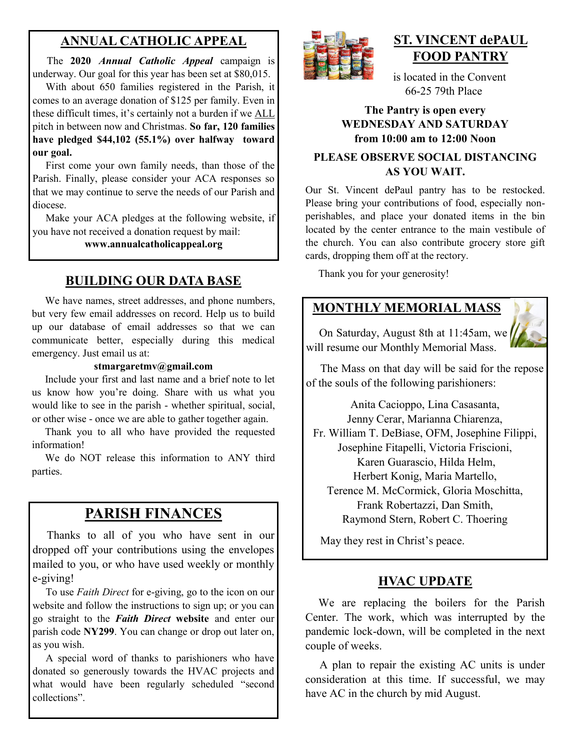## ANNUAL CATHOLIC APPEAL

The **2020** ***Annual Catholic Appeal*** campaign is underway. Our goal for this year has been set at $80,015.

With about 650 families registered in the Parish, it comes to an average donation of $125 per family. Even in these difficult times, it's certainly not a burden if we ALL pitch in between now and Christmas. **So far, 120 families have pledged $44,102 (55.1%) over halfway toward our goal.**

First come your own family needs, than those of the Parish. Finally, please consider your ACA responses so that we may continue to serve the needs of our Parish and diocese.

Make your ACA pledges at the following website, if you have not received a donation request by mail:

**www.annualcatholicappeal.org**

## BUILDING OUR DATA BASE

We have names, street addresses, and phone numbers, but very few email addresses on record. Help us to build up our database of email addresses so that we can communicate better, especially during this medical emergency. Just email us at:

**stmargaretmv@gmail.com**

Include your first and last name and a brief note to let us know how you're doing. Share with us what you would like to see in the parish - whether spiritual, social, or other wise - once we are able to gather together again.

Thank you to all who have provided the requested information!

We do NOT release this information to ANY third parties.

## PARISH FINANCES

Thanks to all of you who have sent in our dropped off your contributions using the envelopes mailed to you, or who have used weekly or monthly e-giving!

To use *Faith Direct* for e-giving, go to the icon on our website and follow the instructions to sign up; or you can go straight to the ***Faith Direct*** **website** and enter our parish code **NY299**. You can change or drop out later on, as you wish.

A special word of thanks to parishioners who have donated so generously towards the HVAC projects and what would have been regularly scheduled "second collections".

## ST. VINCENT dePAUL FOOD PANTRY

is located in the Convent
66-25 79th Place

**The Pantry is open every WEDNESDAY AND SATURDAY from 10:00 am to 12:00 Noon**

**PLEASE OBSERVE SOCIAL DISTANCING AS YOU WAIT.**

Our St. Vincent dePaul pantry has to be restocked. Please bring your contributions of food, especially non-perishables, and place your donated items in the bin located by the center entrance to the main vestibule of the church. You can also contribute grocery store gift cards, dropping them off at the rectory.

Thank you for your generosity!

## MONTHLY MEMORIAL MASS

On Saturday, August 8th at 11:45am, we will resume our Monthly Memorial Mass.

The Mass on that day will be said for the repose of the souls of the following parishioners:

Anita Cacioppo, Lina Casasanta,
Jenny Cerar, Marianna Chiarenza,
Fr. William T. DeBiase, OFM, Josephine Filippi,
Josephine Fitapelli, Victoria Friscioni,
Karen Guarascio, Hilda Helm,
Herbert Konig, Maria Martello,
Terence M. McCormick, Gloria Moschitta,
Frank Robertazzi, Dan Smith,
Raymond Stern, Robert C. Thoering

May they rest in Christ's peace.

## HVAC UPDATE

We are replacing the boilers for the Parish Center. The work, which was interrupted by the pandemic lock-down, will be completed in the next couple of weeks.

A plan to repair the existing AC units is under consideration at this time. If successful, we may have AC in the church by mid August.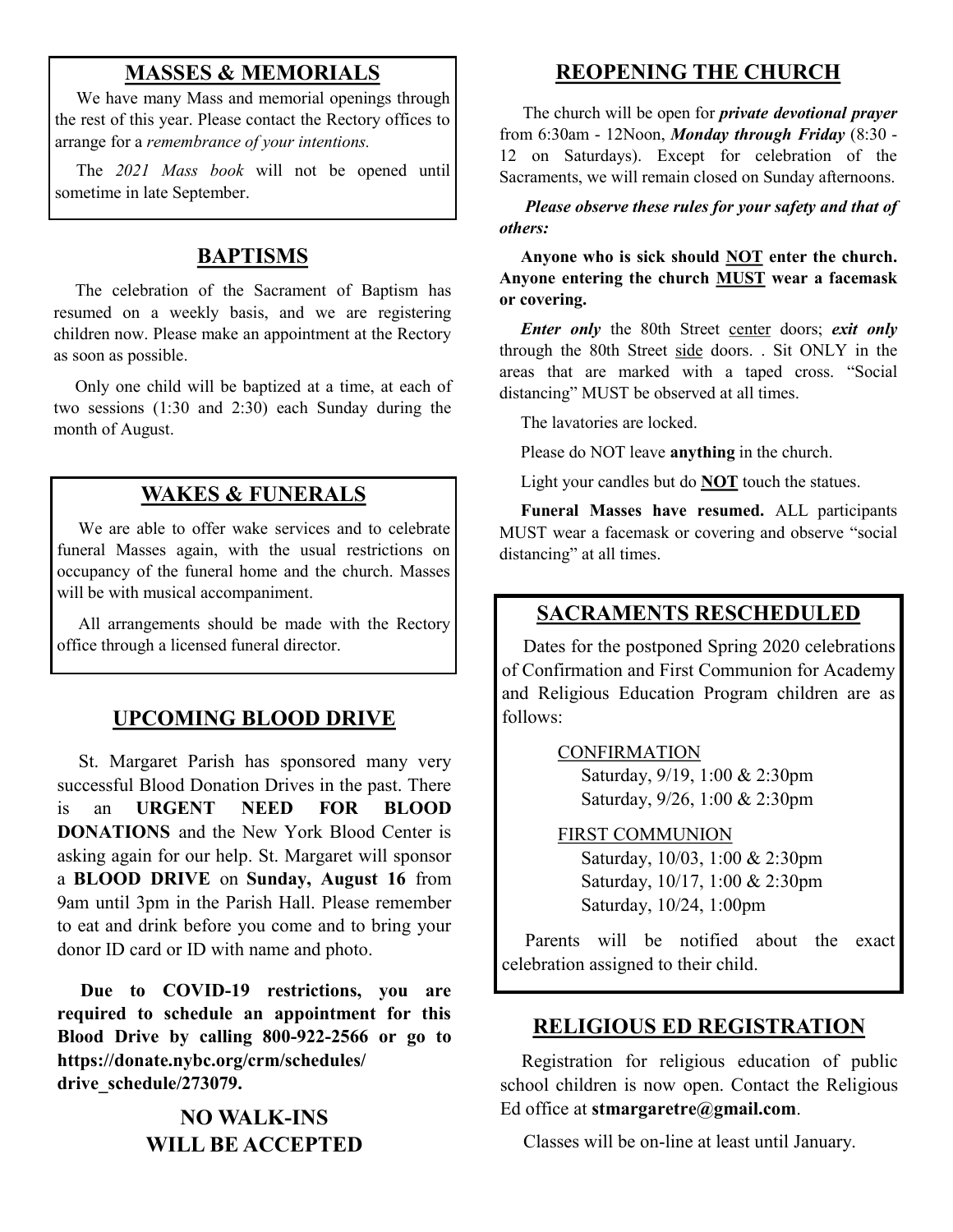## MASSES & MEMORIALS

We have many Mass and memorial openings through the rest of this year. Please contact the Rectory offices to arrange for a *remembrance of your intentions.*

The *2021 Mass book* will not be opened until sometime in late September.

## BAPTISMS

The celebration of the Sacrament of Baptism has resumed on a weekly basis, and we are registering children now. Please make an appointment at the Rectory as soon as possible.

Only one child will be baptized at a time, at each of two sessions (1:30 and 2:30) each Sunday during the month of August.

## WAKES & FUNERALS

We are able to offer wake services and to celebrate funeral Masses again, with the usual restrictions on occupancy of the funeral home and the church. Masses will be with musical accompaniment.

All arrangements should be made with the Rectory office through a licensed funeral director.

## UPCOMING BLOOD DRIVE

St. Margaret Parish has sponsored many very successful Blood Donation Drives in the past. There is an **URGENT NEED FOR BLOOD DONATIONS** and the New York Blood Center is asking again for our help. St. Margaret will sponsor a **BLOOD DRIVE** on **Sunday, August 16** from 9am until 3pm in the Parish Hall. Please remember to eat and drink before you come and to bring your donor ID card or ID with name and photo.

**Due to COVID-19 restrictions, you are required to schedule an appointment for this Blood Drive by calling 800-922-2566 or go to https://donate.nybc.org/crm/schedules/drive_schedule/273079.**

**NO WALK-INS WILL BE ACCEPTED**

## REOPENING THE CHURCH

The church will be open for ***private devotional prayer*** from 6:30am - 12Noon, ***Monday through Friday*** (8:30 - 12 on Saturdays). Except for celebration of the Sacraments, we will remain closed on Sunday afternoons.

***Please observe these rules for your safety and that of others:***

**Anyone who is sick should NOT enter the church. Anyone entering the church MUST wear a facemask or covering.**

***Enter only*** the 80th Street center doors; ***exit only*** through the 80th Street side doors. . Sit ONLY in the areas that are marked with a taped cross. "Social distancing" MUST be observed at all times.

The lavatories are locked.

Please do NOT leave **anything** in the church.

Light your candles but do **NOT** touch the statues.

**Funeral Masses have resumed.** ALL participants MUST wear a facemask or covering and observe "social distancing" at all times.

## SACRAMENTS RESCHEDULED

Dates for the postponed Spring 2020 celebrations of Confirmation and First Communion for Academy and Religious Education Program children are as follows:

CONFIRMATION
- Saturday, 9/19, 1:00 & 2:30pm
- Saturday, 9/26, 1:00 & 2:30pm

FIRST COMMUNION
- Saturday, 10/03, 1:00 & 2:30pm
- Saturday, 10/17, 1:00 & 2:30pm
- Saturday, 10/24, 1:00pm

Parents will be notified about the exact celebration assigned to their child.

## RELIGIOUS ED REGISTRATION

Registration for religious education of public school children is now open. Contact the Religious Ed office at **stmargaretre@gmail.com**.

Classes will be on-line at least until January.